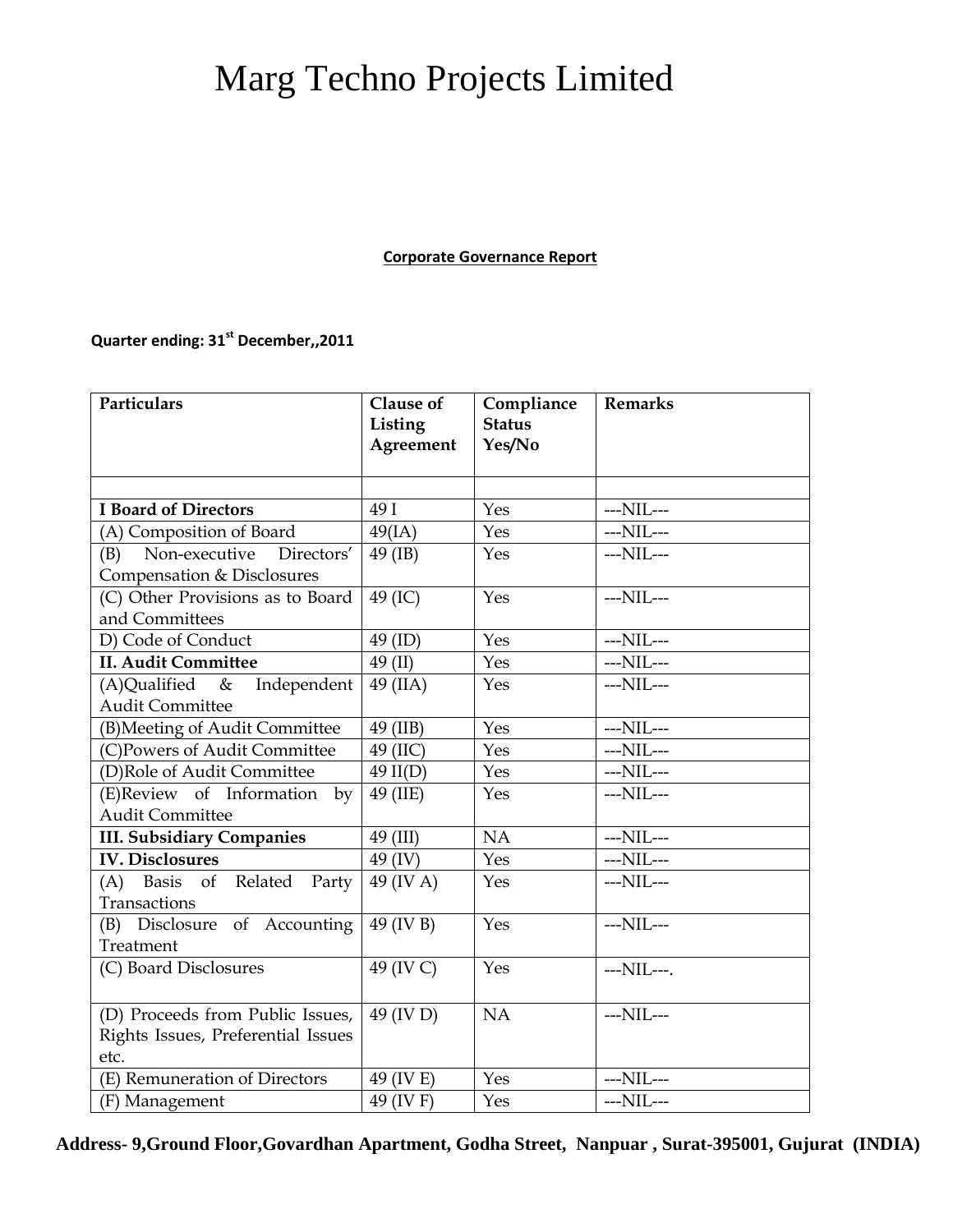# Marg Techno Projects Limited

**Corporate Governance Report**

**Quarter ending: 31st December,,2011**

| Particulars | Clause of Listing Agreement | Compliance Status Yes/No | Remarks |
|---|---|---|---|
| | | | |
| **I Board of Directors** | 49 I | Yes | ---NIL--- |
| (A) Composition of Board | 49(IA) | Yes | ---NIL--- |
| (B) Non-executive Directors' Compensation & Disclosures | 49 (IB) | Yes | ---NIL--- |
| (C) Other Provisions as to Board and Committees | 49 (IC) | Yes | ---NIL--- |
| D) Code of Conduct | 49 (ID) | Yes | ---NIL--- |
| **II. Audit Committee** | 49 (II) | Yes | ---NIL--- |
| (A)Qualified & Independent Audit Committee | 49 (IIA) | Yes | ---NIL--- |
| (B)Meeting of Audit Committee | 49 (IIB) | Yes | ---NIL--- |
| (C)Powers of Audit Committee | 49 (IIC) | Yes | ---NIL--- |
| (D)Role of Audit Committee | 49 II(D) | Yes | ---NIL--- |
| (E)Review of Information by Audit Committee | 49 (IIE) | Yes | ---NIL--- |
| **III. Subsidiary Companies** | 49 (III) | NA | ---NIL--- |
| **IV. Disclosures** | 49 (IV) | Yes | ---NIL--- |
| (A) Basis of Related Party Transactions | 49 (IV A) | Yes | ---NIL--- |
| (B) Disclosure of Accounting Treatment | 49 (IV B) | Yes | ---NIL--- |
| (C) Board Disclosures | 49 (IV C) | Yes | ---NIL---. |
| (D) Proceeds from Public Issues, Rights Issues, Preferential Issues etc. | 49 (IV D) | NA | ---NIL--- |
| (E) Remuneration of Directors | 49 (IV E) | Yes | ---NIL--- |
| (F) Management | 49 (IV F) | Yes | ---NIL--- |

**Address- 9,Ground Floor,Govardhan Apartment, Godha Street, Nanpuar , Surat-395001, Gujurat (INDIA)**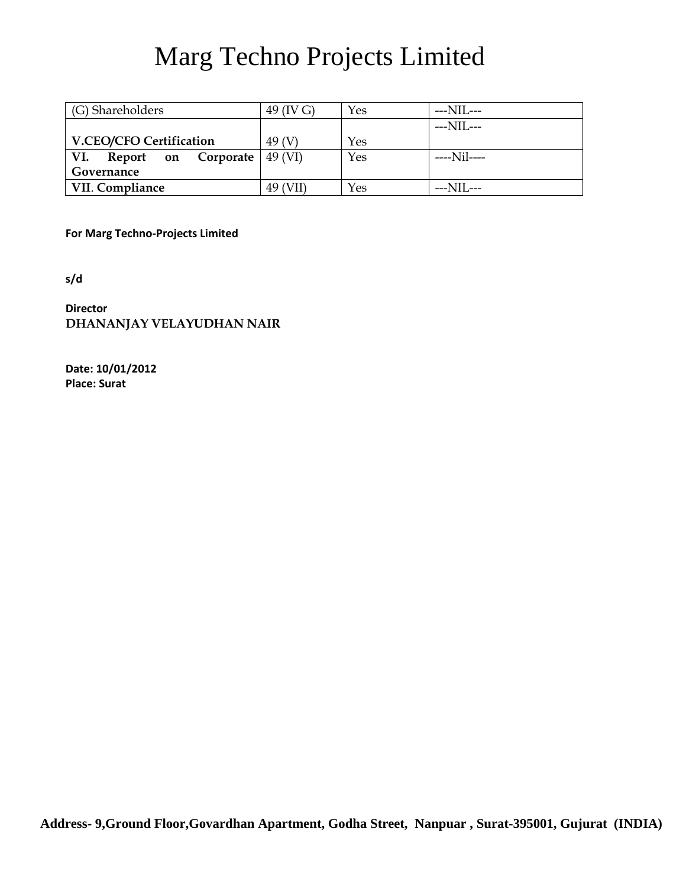# Marg Techno Projects Limited

| | | | |
|---|---|---|---|
| (G) Shareholders | 49 (IV G) | Yes | ---NIL--- |
| **V.CEO/CFO Certification** | 49 (V) | Yes | ---NIL--- |
| **VI. Report on Corporate Governance** | 49 (VI) | Yes | ----Nil---- |
| **VII. Compliance** | 49 (VII) | Yes | ---NIL--- |

**For Marg Techno-Projects Limited**

**s/d**

**Director**
**DHANANJAY VELAYUDHAN NAIR**

**Date: 10/01/2012**
**Place: Surat**

**Address- 9,Ground Floor,Govardhan Apartment, Godha Street, Nanpuar , Surat-395001, Gujurat (INDIA)**